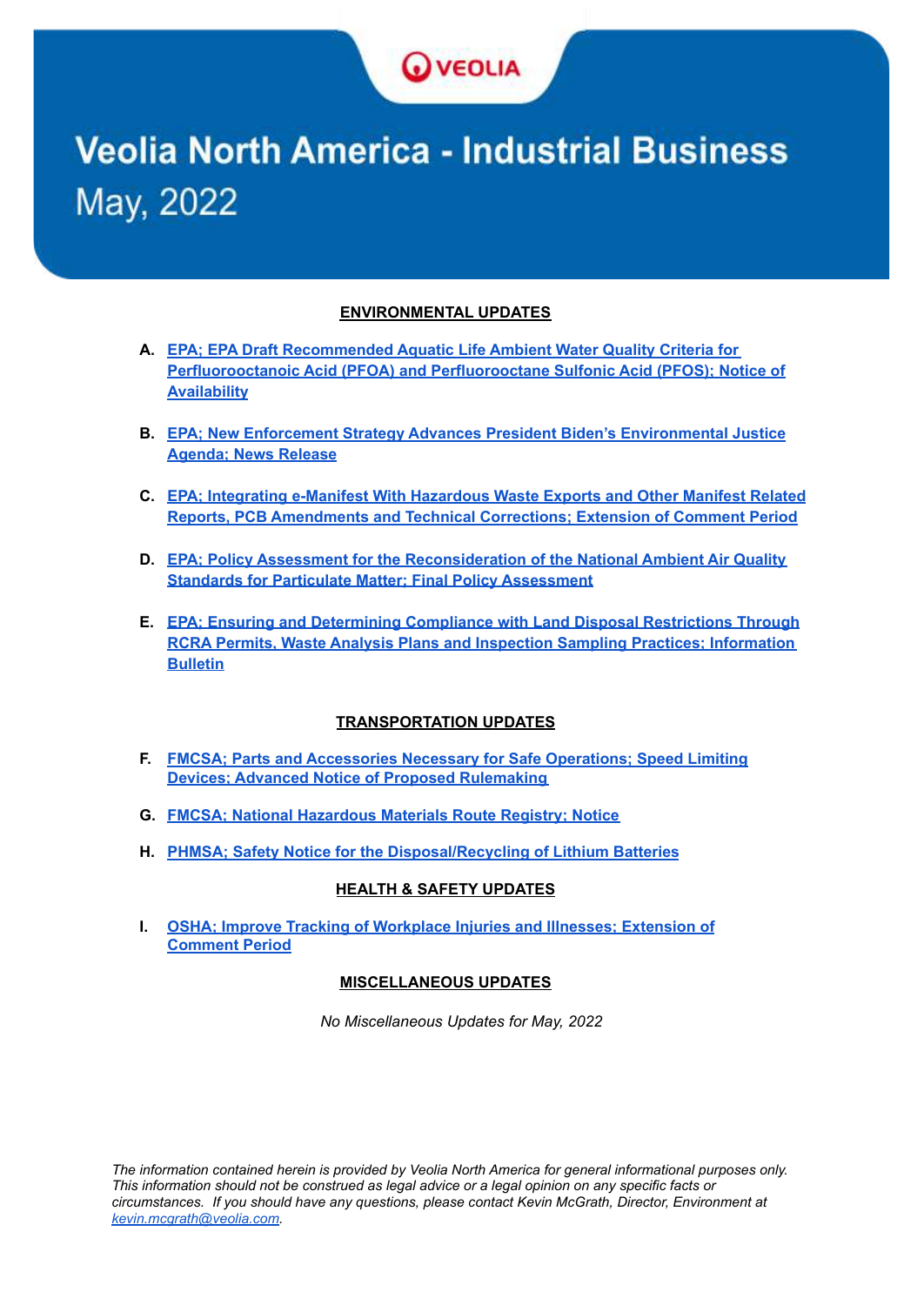# Veolia North America - Industrial Business

## May, 2022

### ENVIRONMENTAL UPDATES

**A.** **EPA; EPA Draft Recommended Aquatic Life Ambient Water Quality Criteria for Perfluorooctanoic Acid (PFOA) and Perfluorooctane Sulfonic Acid (PFOS); Notice of Availability**

**B.** **EPA; New Enforcement Strategy Advances President Biden's Environmental Justice Agenda; News Release**

**C.** **EPA; Integrating e-Manifest With Hazardous Waste Exports and Other Manifest Related Reports, PCB Amendments and Technical Corrections; Extension of Comment Period**

**D.** **EPA; Policy Assessment for the Reconsideration of the National Ambient Air Quality Standards for Particulate Matter; Final Policy Assessment**

**E.** **EPA; Ensuring and Determining Compliance with Land Disposal Restrictions Through RCRA Permits, Waste Analysis Plans and Inspection Sampling Practices; Information Bulletin**

### TRANSPORTATION UPDATES

**F.** **FMCSA; Parts and Accessories Necessary for Safe Operations; Speed Limiting Devices; Advanced Notice of Proposed Rulemaking**

**G.** **FMCSA; National Hazardous Materials Route Registry; Notice**

**H.** **PHMSA; Safety Notice for the Disposal/Recycling of Lithium Batteries**

### HEALTH & SAFETY UPDATES

**I.** **OSHA; Improve Tracking of Workplace Injuries and Illnesses; Extension of Comment Period**

### MISCELLANEOUS UPDATES

*No Miscellaneous Updates for May, 2022*

*The information contained herein is provided by Veolia North America for general informational purposes only. This information should not be construed as legal advice or a legal opinion on any specific facts or circumstances. If you should have any questions, please contact Kevin McGrath, Director, Environment at kevin.mcgrath@veolia.com.*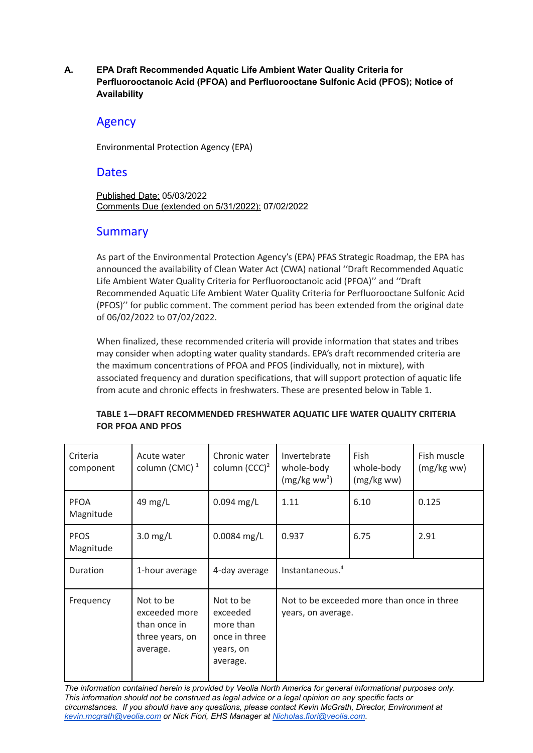## A. EPA Draft Recommended Aquatic Life Ambient Water Quality Criteria for Perfluorooctanoic Acid (PFOA) and Perfluorooctane Sulfonic Acid (PFOS); Notice of Availability

### Agency

Environmental Protection Agency (EPA)

### Dates

Published Date: 05/03/2022
Comments Due (extended on 5/31/2022): 07/02/2022

### Summary

As part of the Environmental Protection Agency's (EPA) PFAS Strategic Roadmap, the EPA has announced the availability of Clean Water Act (CWA) national ''Draft Recommended Aquatic Life Ambient Water Quality Criteria for Perfluorooctanoic acid (PFOA)'' and ''Draft Recommended Aquatic Life Ambient Water Quality Criteria for Perfluorooctane Sulfonic Acid (PFOS)'' for public comment. The comment period has been extended from the original date of 06/02/2022 to 07/02/2022.

When finalized, these recommended criteria will provide information that states and tribes may consider when adopting water quality standards. EPA's draft recommended criteria are the maximum concentrations of PFOA and PFOS (individually, not in mixture), with associated frequency and duration specifications, that will support protection of aquatic life from acute and chronic effects in freshwaters. These are presented below in Table 1.

**TABLE 1—DRAFT RECOMMENDED FRESHWATER AQUATIC LIFE WATER QUALITY CRITERIA FOR PFOA AND PFOS**

| Criteria component | Acute water column (CMC) [1] | Chronic water column (CCC)[2] | Invertebrate whole-body (mg/kg ww[3]) | Fish whole-body (mg/kg ww) | Fish muscle (mg/kg ww) |
|---|---|---|---|---|---|
| PFOA Magnitude | 49 mg/L | 0.094 mg/L | 1.11 | 6.10 | 0.125 |
| PFOS Magnitude | 3.0 mg/L | 0.0084 mg/L | 0.937 | 6.75 | 2.91 |
| Duration | 1-hour average | 4-day average | Instantaneous.[4] | | |
| Frequency | Not to be exceeded more than once in three years, on average. | Not to be exceeded more than once in three years, on average. | Not to be exceeded more than once in three years, on average. | | |

*The information contained herein is provided by Veolia North America for general informational purposes only. This information should not be construed as legal advice or a legal opinion on any specific facts or circumstances. If you should have any questions, please contact Kevin McGrath, Director, Environment at kevin.mcgrath@veolia.com or Nick Fiori, EHS Manager at Nicholas.fiori@veolia.com.*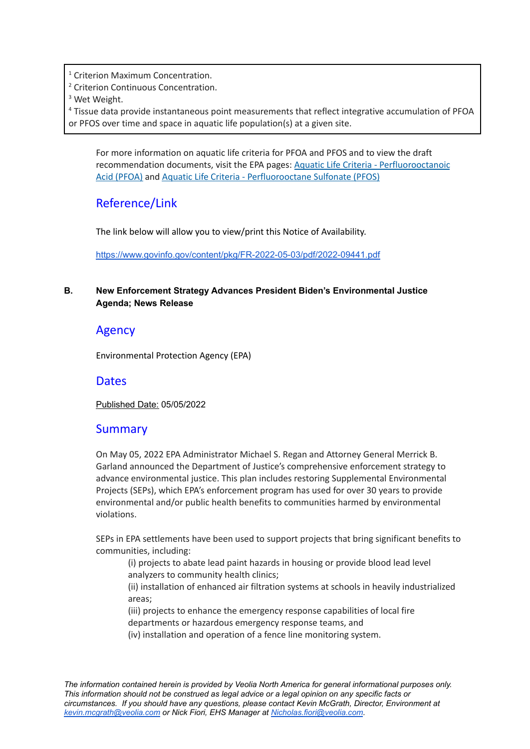[1] Criterion Maximum Concentration.
[2] Criterion Continuous Concentration.
[3] Wet Weight.
[4] Tissue data provide instantaneous point measurements that reflect integrative accumulation of PFOA or PFOS over time and space in aquatic life population(s) at a given site.

For more information on aquatic life criteria for PFOA and PFOS and to view the draft recommendation documents, visit the EPA pages: [Aquatic Life Criteria - Perfluorooctanoic Acid (PFOA)] and [Aquatic Life Criteria - Perfluorooctane Sulfonate (PFOS)]

## Reference/Link

The link below will allow you to view/print this Notice of Availability.

https://www.govinfo.gov/content/pkg/FR-2022-05-03/pdf/2022-09441.pdf

### B. New Enforcement Strategy Advances President Biden's Environmental Justice Agenda; News Release

## Agency

Environmental Protection Agency (EPA)

## Dates

Published Date: 05/05/2022

## Summary

On May 05, 2022 EPA Administrator Michael S. Regan and Attorney General Merrick B. Garland announced the Department of Justice's comprehensive enforcement strategy to advance environmental justice. This plan includes restoring Supplemental Environmental Projects (SEPs), which EPA's enforcement program has used for over 30 years to provide environmental and/or public health benefits to communities harmed by environmental violations.

SEPs in EPA settlements have been used to support projects that bring significant benefits to communities, including:

(i) projects to abate lead paint hazards in housing or provide blood lead level analyzers to community health clinics;
(ii) installation of enhanced air filtration systems at schools in heavily industrialized areas;
(iii) projects to enhance the emergency response capabilities of local fire departments or hazardous emergency response teams, and
(iv) installation and operation of a fence line monitoring system.

*The information contained herein is provided by Veolia North America for general informational purposes only. This information should not be construed as legal advice or a legal opinion on any specific facts or circumstances. If you should have any questions, please contact Kevin McGrath, Director, Environment at kevin.mcgrath@veolia.com or Nick Fiori, EHS Manager at Nicholas.fiori@veolia.com.*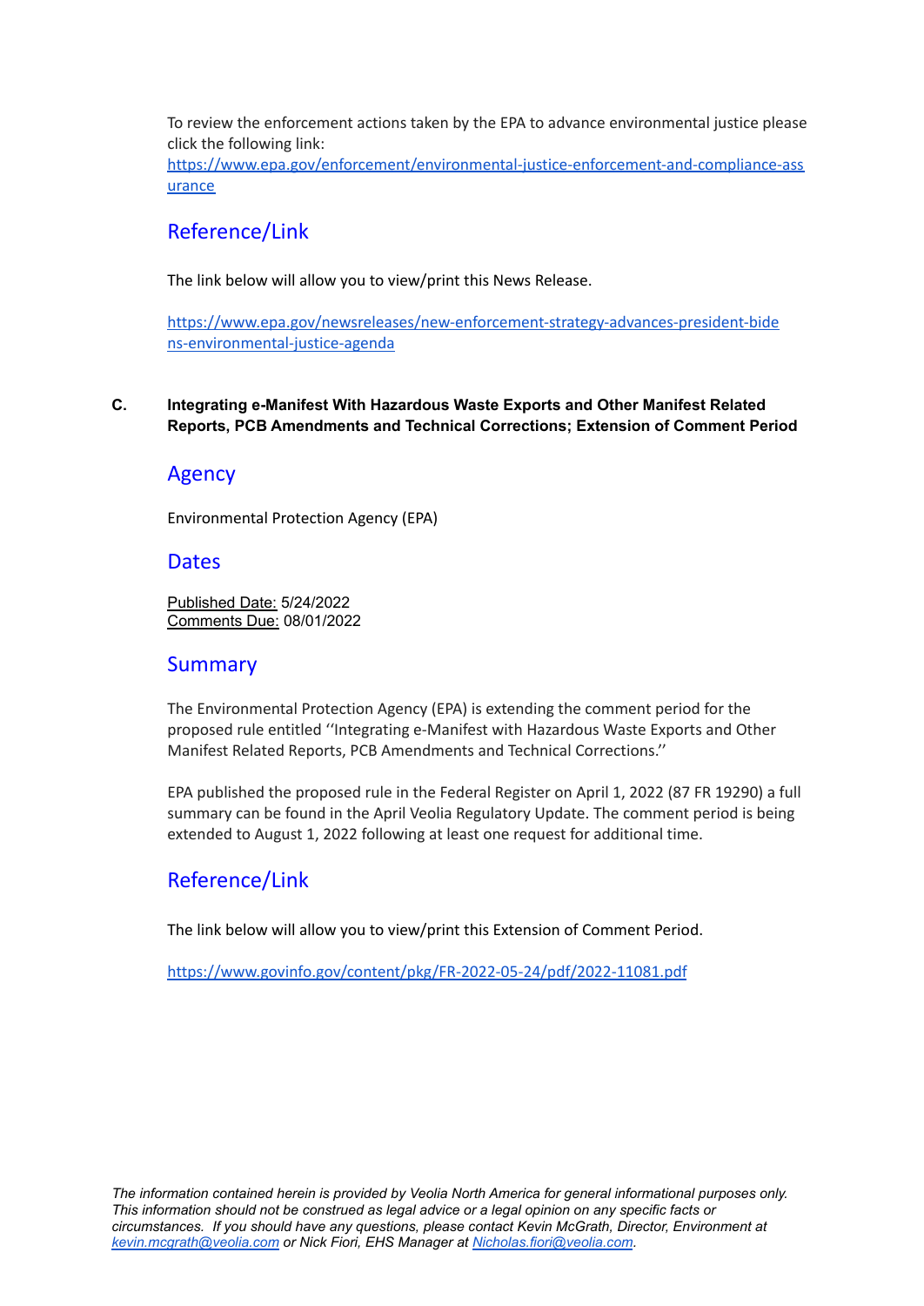To review the enforcement actions taken by the EPA to advance environmental justice please click the following link: https://www.epa.gov/enforcement/environmental-justice-enforcement-and-compliance-assurance

## Reference/Link

The link below will allow you to view/print this News Release.

https://www.epa.gov/newsreleases/new-enforcement-strategy-advances-president-bidens-environmental-justice-agenda

### C. Integrating e-Manifest With Hazardous Waste Exports and Other Manifest Related Reports, PCB Amendments and Technical Corrections; Extension of Comment Period

## Agency

Environmental Protection Agency (EPA)

## Dates

Published Date: 5/24/2022
Comments Due: 08/01/2022

## Summary

The Environmental Protection Agency (EPA) is extending the comment period for the proposed rule entitled ''Integrating e-Manifest with Hazardous Waste Exports and Other Manifest Related Reports, PCB Amendments and Technical Corrections.''

EPA published the proposed rule in the Federal Register on April 1, 2022 (87 FR 19290) a full summary can be found in the April Veolia Regulatory Update. The comment period is being extended to August 1, 2022 following at least one request for additional time.

## Reference/Link

The link below will allow you to view/print this Extension of Comment Period.

https://www.govinfo.gov/content/pkg/FR-2022-05-24/pdf/2022-11081.pdf

*The information contained herein is provided by Veolia North America for general informational purposes only. This information should not be construed as legal advice or a legal opinion on any specific facts or circumstances. If you should have any questions, please contact Kevin McGrath, Director, Environment at kevin.mcgrath@veolia.com or Nick Fiori, EHS Manager at Nicholas.fiori@veolia.com.*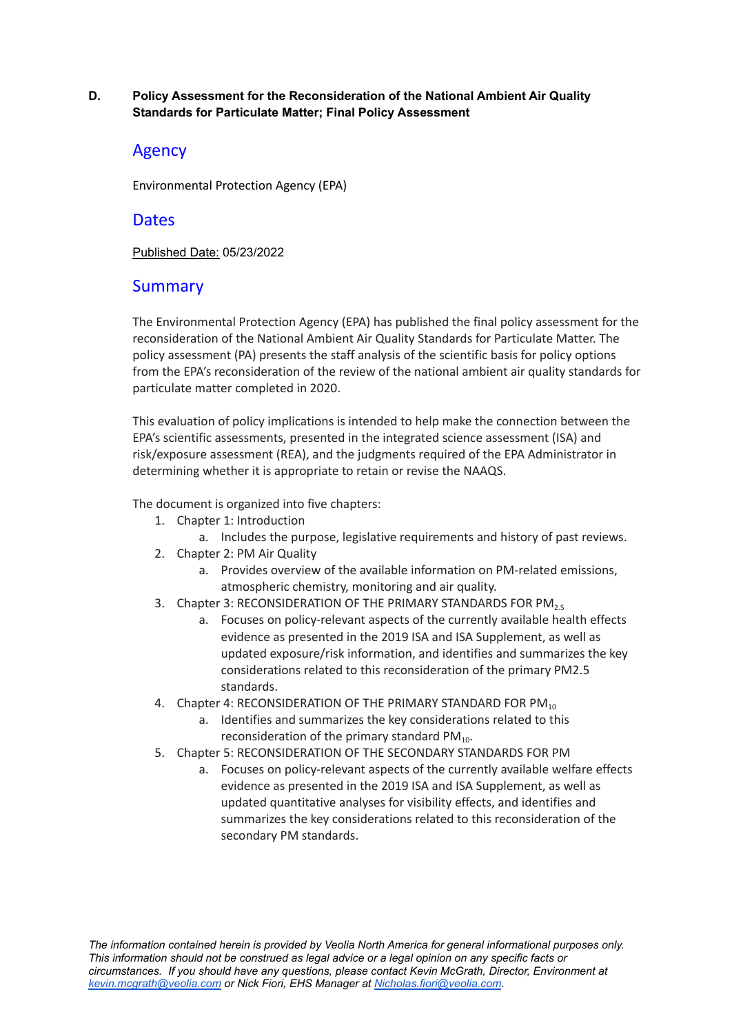**D. Policy Assessment for the Reconsideration of the National Ambient Air Quality Standards for Particulate Matter; Final Policy Assessment**

## Agency

Environmental Protection Agency (EPA)

## Dates

Published Date: 05/23/2022

## Summary

The Environmental Protection Agency (EPA) has published the final policy assessment for the reconsideration of the National Ambient Air Quality Standards for Particulate Matter. The policy assessment (PA) presents the staff analysis of the scientific basis for policy options from the EPA's reconsideration of the review of the national ambient air quality standards for particulate matter completed in 2020.

This evaluation of policy implications is intended to help make the connection between the EPA's scientific assessments, presented in the integrated science assessment (ISA) and risk/exposure assessment (REA), and the judgments required of the EPA Administrator in determining whether it is appropriate to retain or revise the NAAQS.

The document is organized into five chapters:

1. Chapter 1: Introduction
    a. Includes the purpose, legislative requirements and history of past reviews.
2. Chapter 2: PM Air Quality
    a. Provides overview of the available information on PM-related emissions, atmospheric chemistry, monitoring and air quality.
3. Chapter 3: RECONSIDERATION OF THE PRIMARY STANDARDS FOR $PM_{2.5}$
    a. Focuses on policy-relevant aspects of the currently available health effects evidence as presented in the 2019 ISA and ISA Supplement, as well as updated exposure/risk information, and identifies and summarizes the key considerations related to this reconsideration of the primary PM2.5 standards.
4. Chapter 4: RECONSIDERATION OF THE PRIMARY STANDARD FOR $PM_{10}$
    a. Identifies and summarizes the key considerations related to this reconsideration of the primary standard $PM_{10}$.
5. Chapter 5: RECONSIDERATION OF THE SECONDARY STANDARDS FOR PM
    a. Focuses on policy-relevant aspects of the currently available welfare effects evidence as presented in the 2019 ISA and ISA Supplement, as well as updated quantitative analyses for visibility effects, and identifies and summarizes the key considerations related to this reconsideration of the secondary PM standards.

*The information contained herein is provided by Veolia North America for general informational purposes only. This information should not be construed as legal advice or a legal opinion on any specific facts or circumstances. If you should have any questions, please contact Kevin McGrath, Director, Environment at kevin.mcgrath@veolia.com or Nick Fiori, EHS Manager at Nicholas.fiori@veolia.com.*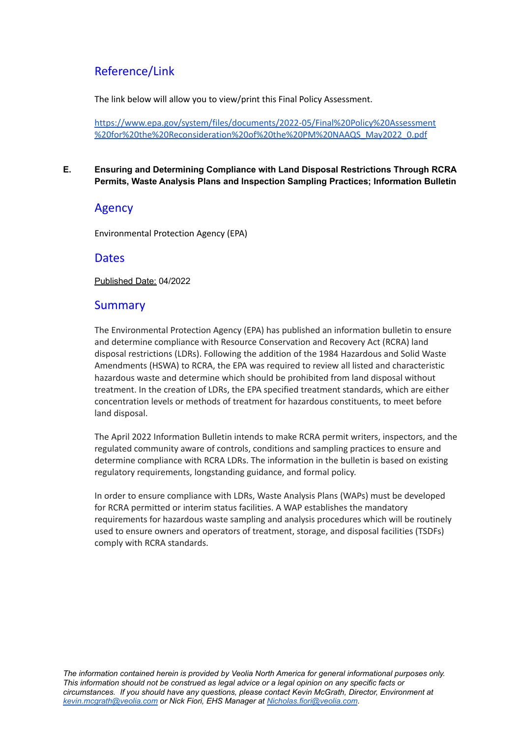## Reference/Link

The link below will allow you to view/print this Final Policy Assessment.

[https://www.epa.gov/system/files/documents/2022-05/Final%20Policy%20Assessment%20for%20the%20Reconsideration%20of%20the%20PM%20NAAQS_May2022_0.pdf](https://www.epa.gov/system/files/documents/2022-05/Final%20Policy%20Assessment%20for%20the%20Reconsideration%20of%20the%20PM%20NAAQS_May2022_0.pdf)

### E. Ensuring and Determining Compliance with Land Disposal Restrictions Through RCRA Permits, Waste Analysis Plans and Inspection Sampling Practices; Information Bulletin

## Agency

Environmental Protection Agency (EPA)

## Dates

Published Date: 04/2022

## Summary

The Environmental Protection Agency (EPA) has published an information bulletin to ensure and determine compliance with Resource Conservation and Recovery Act (RCRA) land disposal restrictions (LDRs). Following the addition of the 1984 Hazardous and Solid Waste Amendments (HSWA) to RCRA, the EPA was required to review all listed and characteristic hazardous waste and determine which should be prohibited from land disposal without treatment. In the creation of LDRs, the EPA specified treatment standards, which are either concentration levels or methods of treatment for hazardous constituents, to meet before land disposal.

The April 2022 Information Bulletin intends to make RCRA permit writers, inspectors, and the regulated community aware of controls, conditions and sampling practices to ensure and determine compliance with RCRA LDRs. The information in the bulletin is based on existing regulatory requirements, longstanding guidance, and formal policy.

In order to ensure compliance with LDRs, Waste Analysis Plans (WAPs) must be developed for RCRA permitted or interim status facilities. A WAP establishes the mandatory requirements for hazardous waste sampling and analysis procedures which will be routinely used to ensure owners and operators of treatment, storage, and disposal facilities (TSDFs) comply with RCRA standards.

*The information contained herein is provided by Veolia North America for general informational purposes only. This information should not be construed as legal advice or a legal opinion on any specific facts or circumstances. If you should have any questions, please contact Kevin McGrath, Director, Environment at [kevin.mcgrath@veolia.com](mailto:kevin.mcgrath@veolia.com) or Nick Fiori, EHS Manager at [Nicholas.fiori@veolia.com](mailto:Nicholas.fiori@veolia.com).*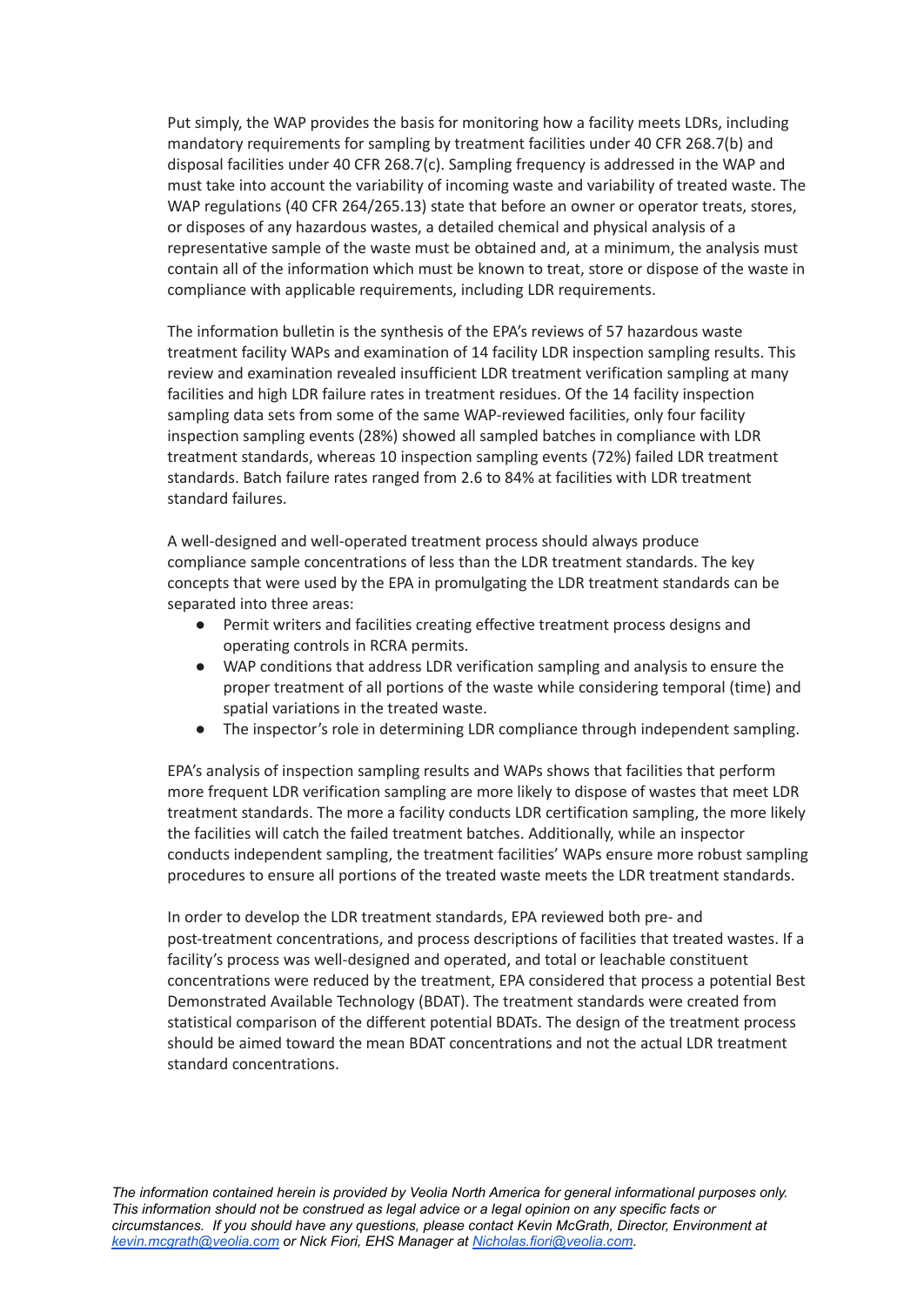Put simply, the WAP provides the basis for monitoring how a facility meets LDRs, including mandatory requirements for sampling by treatment facilities under 40 CFR 268.7(b) and disposal facilities under 40 CFR 268.7(c). Sampling frequency is addressed in the WAP and must take into account the variability of incoming waste and variability of treated waste. The WAP regulations (40 CFR 264/265.13) state that before an owner or operator treats, stores, or disposes of any hazardous wastes, a detailed chemical and physical analysis of a representative sample of the waste must be obtained and, at a minimum, the analysis must contain all of the information which must be known to treat, store or dispose of the waste in compliance with applicable requirements, including LDR requirements.

The information bulletin is the synthesis of the EPA's reviews of 57 hazardous waste treatment facility WAPs and examination of 14 facility LDR inspection sampling results. This review and examination revealed insufficient LDR treatment verification sampling at many facilities and high LDR failure rates in treatment residues. Of the 14 facility inspection sampling data sets from some of the same WAP-reviewed facilities, only four facility inspection sampling events (28%) showed all sampled batches in compliance with LDR treatment standards, whereas 10 inspection sampling events (72%) failed LDR treatment standards. Batch failure rates ranged from 2.6 to 84% at facilities with LDR treatment standard failures.

A well-designed and well-operated treatment process should always produce compliance sample concentrations of less than the LDR treatment standards. The key concepts that were used by the EPA in promulgating the LDR treatment standards can be separated into three areas:

- Permit writers and facilities creating effective treatment process designs and operating controls in RCRA permits.
- WAP conditions that address LDR verification sampling and analysis to ensure the proper treatment of all portions of the waste while considering temporal (time) and spatial variations in the treated waste.
- The inspector's role in determining LDR compliance through independent sampling.

EPA's analysis of inspection sampling results and WAPs shows that facilities that perform more frequent LDR verification sampling are more likely to dispose of wastes that meet LDR treatment standards. The more a facility conducts LDR certification sampling, the more likely the facilities will catch the failed treatment batches. Additionally, while an inspector conducts independent sampling, the treatment facilities' WAPs ensure more robust sampling procedures to ensure all portions of the treated waste meets the LDR treatment standards.

In order to develop the LDR treatment standards, EPA reviewed both pre- and post-treatment concentrations, and process descriptions of facilities that treated wastes. If a facility's process was well-designed and operated, and total or leachable constituent concentrations were reduced by the treatment, EPA considered that process a potential Best Demonstrated Available Technology (BDAT). The treatment standards were created from statistical comparison of the different potential BDATs. The design of the treatment process should be aimed toward the mean BDAT concentrations and not the actual LDR treatment standard concentrations.

*The information contained herein is provided by Veolia North America for general informational purposes only. This information should not be construed as legal advice or a legal opinion on any specific facts or circumstances. If you should have any questions, please contact Kevin McGrath, Director, Environment at kevin.mcgrath@veolia.com or Nick Fiori, EHS Manager at Nicholas.fiori@veolia.com.*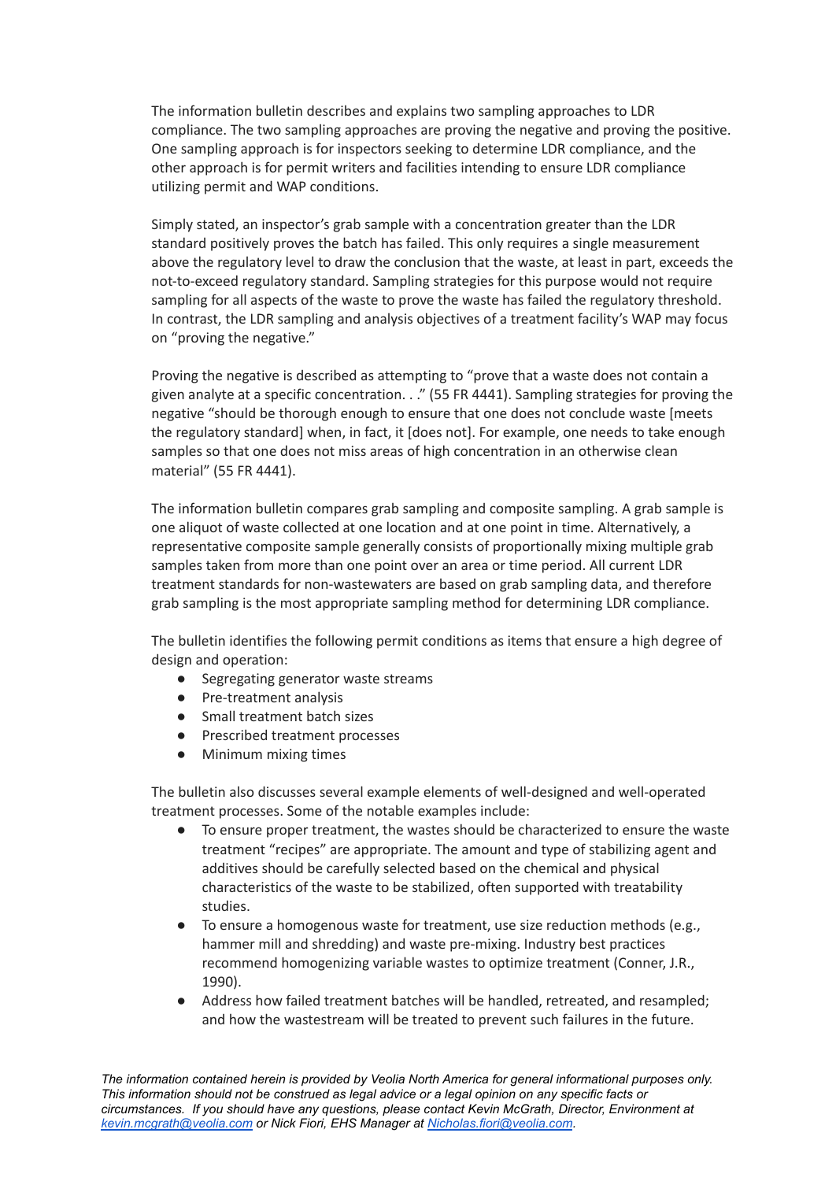The information bulletin describes and explains two sampling approaches to LDR compliance. The two sampling approaches are proving the negative and proving the positive. One sampling approach is for inspectors seeking to determine LDR compliance, and the other approach is for permit writers and facilities intending to ensure LDR compliance utilizing permit and WAP conditions.

Simply stated, an inspector's grab sample with a concentration greater than the LDR standard positively proves the batch has failed. This only requires a single measurement above the regulatory level to draw the conclusion that the waste, at least in part, exceeds the not-to-exceed regulatory standard. Sampling strategies for this purpose would not require sampling for all aspects of the waste to prove the waste has failed the regulatory threshold. In contrast, the LDR sampling and analysis objectives of a treatment facility's WAP may focus on "proving the negative."

Proving the negative is described as attempting to "prove that a waste does not contain a given analyte at a specific concentration. . ." (55 FR 4441). Sampling strategies for proving the negative "should be thorough enough to ensure that one does not conclude waste [meets the regulatory standard] when, in fact, it [does not]. For example, one needs to take enough samples so that one does not miss areas of high concentration in an otherwise clean material" (55 FR 4441).

The information bulletin compares grab sampling and composite sampling. A grab sample is one aliquot of waste collected at one location and at one point in time. Alternatively, a representative composite sample generally consists of proportionally mixing multiple grab samples taken from more than one point over an area or time period. All current LDR treatment standards for non-wastewaters are based on grab sampling data, and therefore grab sampling is the most appropriate sampling method for determining LDR compliance.

The bulletin identifies the following permit conditions as items that ensure a high degree of design and operation:

- Segregating generator waste streams
- Pre-treatment analysis
- Small treatment batch sizes
- Prescribed treatment processes
- Minimum mixing times

The bulletin also discusses several example elements of well-designed and well-operated treatment processes. Some of the notable examples include:

- To ensure proper treatment, the wastes should be characterized to ensure the waste treatment "recipes" are appropriate. The amount and type of stabilizing agent and additives should be carefully selected based on the chemical and physical characteristics of the waste to be stabilized, often supported with treatability studies.
- To ensure a homogenous waste for treatment, use size reduction methods (e.g., hammer mill and shredding) and waste pre-mixing. Industry best practices recommend homogenizing variable wastes to optimize treatment (Conner, J.R., 1990).
- Address how failed treatment batches will be handled, retreated, and resampled; and how the wastestream will be treated to prevent such failures in the future.

*The information contained herein is provided by Veolia North America for general informational purposes only. This information should not be construed as legal advice or a legal opinion on any specific facts or circumstances. If you should have any questions, please contact Kevin McGrath, Director, Environment at kevin.mcgrath@veolia.com or Nick Fiori, EHS Manager at Nicholas.fiori@veolia.com.*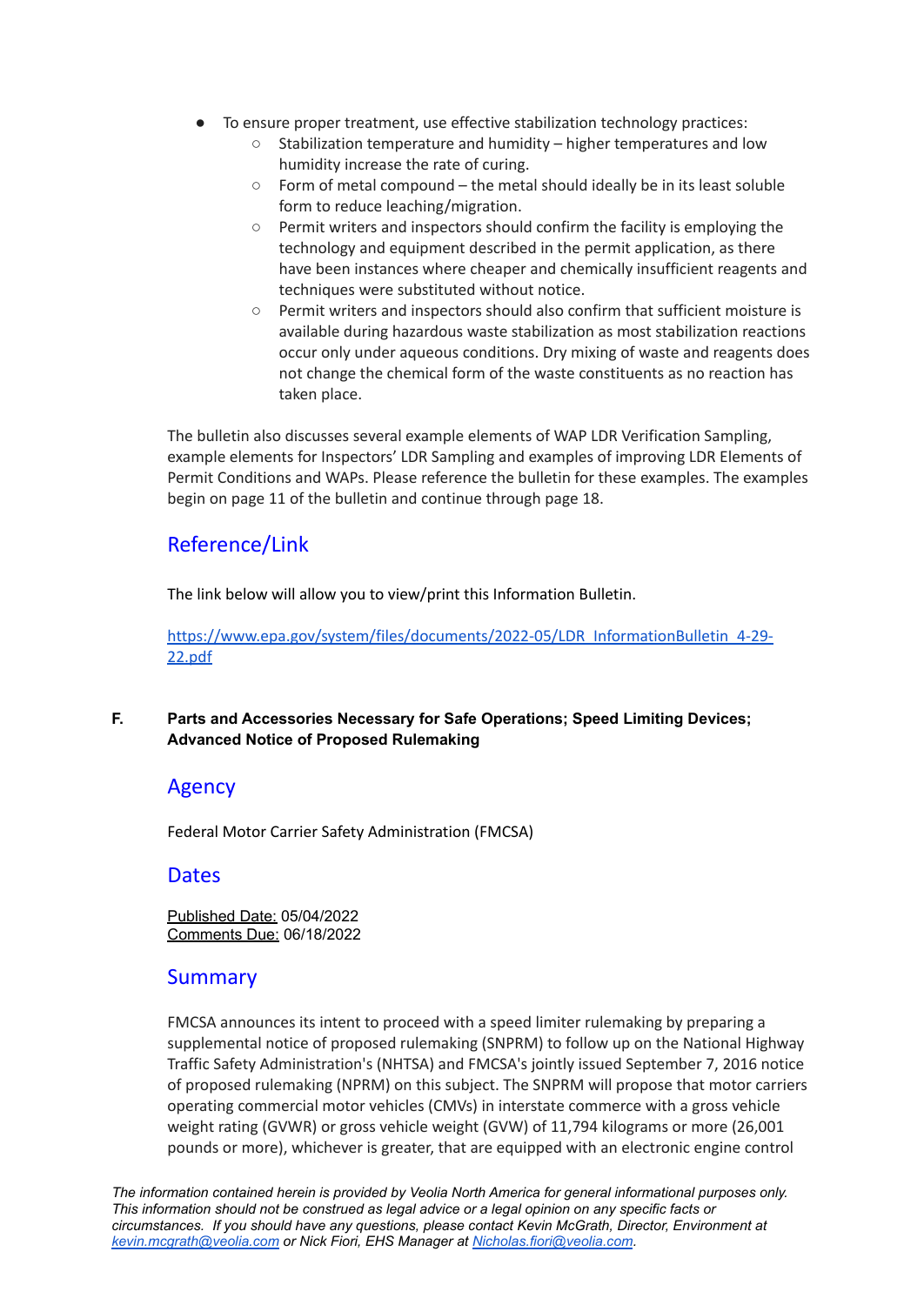- To ensure proper treatment, use effective stabilization technology practices:
    - Stabilization temperature and humidity – higher temperatures and low humidity increase the rate of curing.
    - Form of metal compound – the metal should ideally be in its least soluble form to reduce leaching/migration.
    - Permit writers and inspectors should confirm the facility is employing the technology and equipment described in the permit application, as there have been instances where cheaper and chemically insufficient reagents and techniques were substituted without notice.
    - Permit writers and inspectors should also confirm that sufficient moisture is available during hazardous waste stabilization as most stabilization reactions occur only under aqueous conditions. Dry mixing of waste and reagents does not change the chemical form of the waste constituents as no reaction has taken place.

The bulletin also discusses several example elements of WAP LDR Verification Sampling, example elements for Inspectors' LDR Sampling and examples of improving LDR Elements of Permit Conditions and WAPs. Please reference the bulletin for these examples. The examples begin on page 11 of the bulletin and continue through page 18.

## Reference/Link

The link below will allow you to view/print this Information Bulletin.

https://www.epa.gov/system/files/documents/2022-05/LDR_InformationBulletin_4-29-22.pdf

**F. Parts and Accessories Necessary for Safe Operations; Speed Limiting Devices; Advanced Notice of Proposed Rulemaking**

## Agency

Federal Motor Carrier Safety Administration (FMCSA)

## Dates

Published Date: 05/04/2022
Comments Due: 06/18/2022

## Summary

FMCSA announces its intent to proceed with a speed limiter rulemaking by preparing a supplemental notice of proposed rulemaking (SNPRM) to follow up on the National Highway Traffic Safety Administration's (NHTSA) and FMCSA's jointly issued September 7, 2016 notice of proposed rulemaking (NPRM) on this subject. The SNPRM will propose that motor carriers operating commercial motor vehicles (CMVs) in interstate commerce with a gross vehicle weight rating (GVWR) or gross vehicle weight (GVW) of 11,794 kilograms or more (26,001 pounds or more), whichever is greater, that are equipped with an electronic engine control

*The information contained herein is provided by Veolia North America for general informational purposes only. This information should not be construed as legal advice or a legal opinion on any specific facts or circumstances. If you should have any questions, please contact Kevin McGrath, Director, Environment at kevin.mcgrath@veolia.com or Nick Fiori, EHS Manager at Nicholas.fiori@veolia.com.*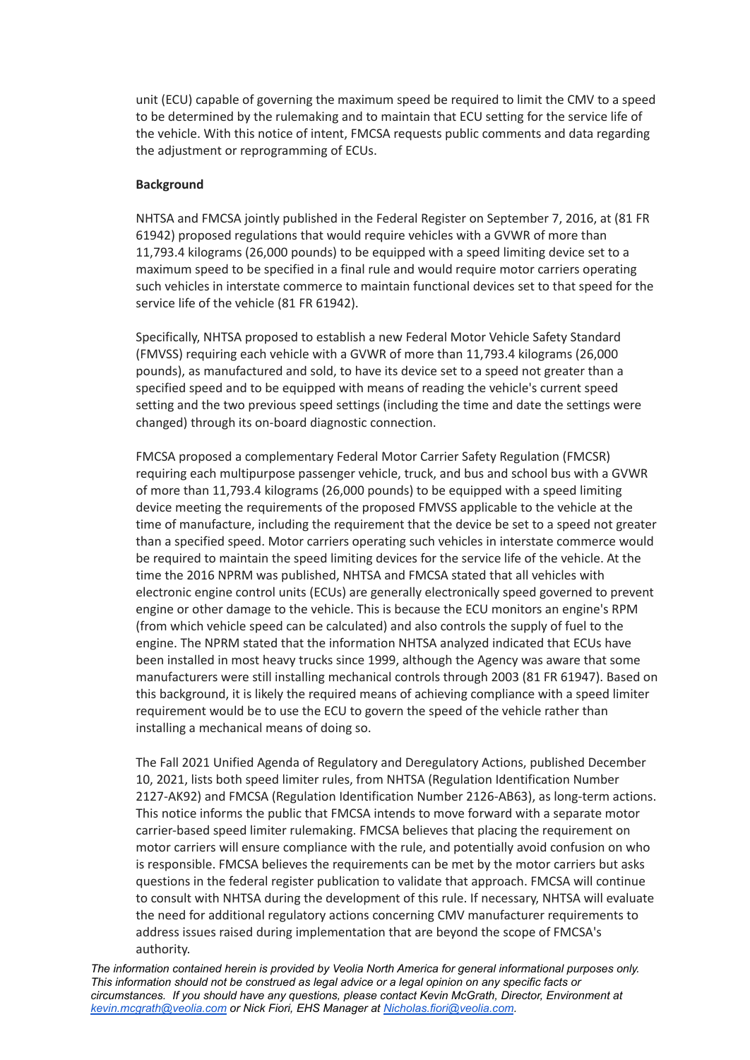unit (ECU) capable of governing the maximum speed be required to limit the CMV to a speed to be determined by the rulemaking and to maintain that ECU setting for the service life of the vehicle. With this notice of intent, FMCSA requests public comments and data regarding the adjustment or reprogramming of ECUs.

**Background**

NHTSA and FMCSA jointly published in the Federal Register on September 7, 2016, at (81 FR 61942) proposed regulations that would require vehicles with a GVWR of more than 11,793.4 kilograms (26,000 pounds) to be equipped with a speed limiting device set to a maximum speed to be specified in a final rule and would require motor carriers operating such vehicles in interstate commerce to maintain functional devices set to that speed for the service life of the vehicle (81 FR 61942).

Specifically, NHTSA proposed to establish a new Federal Motor Vehicle Safety Standard (FMVSS) requiring each vehicle with a GVWR of more than 11,793.4 kilograms (26,000 pounds), as manufactured and sold, to have its device set to a speed not greater than a specified speed and to be equipped with means of reading the vehicle's current speed setting and the two previous speed settings (including the time and date the settings were changed) through its on-board diagnostic connection.

FMCSA proposed a complementary Federal Motor Carrier Safety Regulation (FMCSR) requiring each multipurpose passenger vehicle, truck, and bus and school bus with a GVWR of more than 11,793.4 kilograms (26,000 pounds) to be equipped with a speed limiting device meeting the requirements of the proposed FMVSS applicable to the vehicle at the time of manufacture, including the requirement that the device be set to a speed not greater than a specified speed. Motor carriers operating such vehicles in interstate commerce would be required to maintain the speed limiting devices for the service life of the vehicle. At the time the 2016 NPRM was published, NHTSA and FMCSA stated that all vehicles with electronic engine control units (ECUs) are generally electronically speed governed to prevent engine or other damage to the vehicle. This is because the ECU monitors an engine's RPM (from which vehicle speed can be calculated) and also controls the supply of fuel to the engine. The NPRM stated that the information NHTSA analyzed indicated that ECUs have been installed in most heavy trucks since 1999, although the Agency was aware that some manufacturers were still installing mechanical controls through 2003 (81 FR 61947). Based on this background, it is likely the required means of achieving compliance with a speed limiter requirement would be to use the ECU to govern the speed of the vehicle rather than installing a mechanical means of doing so.

The Fall 2021 Unified Agenda of Regulatory and Deregulatory Actions, published December 10, 2021, lists both speed limiter rules, from NHTSA (Regulation Identification Number 2127-AK92) and FMCSA (Regulation Identification Number 2126-AB63), as long-term actions. This notice informs the public that FMCSA intends to move forward with a separate motor carrier-based speed limiter rulemaking. FMCSA believes that placing the requirement on motor carriers will ensure compliance with the rule, and potentially avoid confusion on who is responsible. FMCSA believes the requirements can be met by the motor carriers but asks questions in the federal register publication to validate that approach. FMCSA will continue to consult with NHTSA during the development of this rule. If necessary, NHTSA will evaluate the need for additional regulatory actions concerning CMV manufacturer requirements to address issues raised during implementation that are beyond the scope of FMCSA's authority.

*The information contained herein is provided by Veolia North America for general informational purposes only. This information should not be construed as legal advice or a legal opinion on any specific facts or circumstances. If you should have any questions, please contact Kevin McGrath, Director, Environment at kevin.mcgrath@veolia.com or Nick Fiori, EHS Manager at Nicholas.fiori@veolia.com.*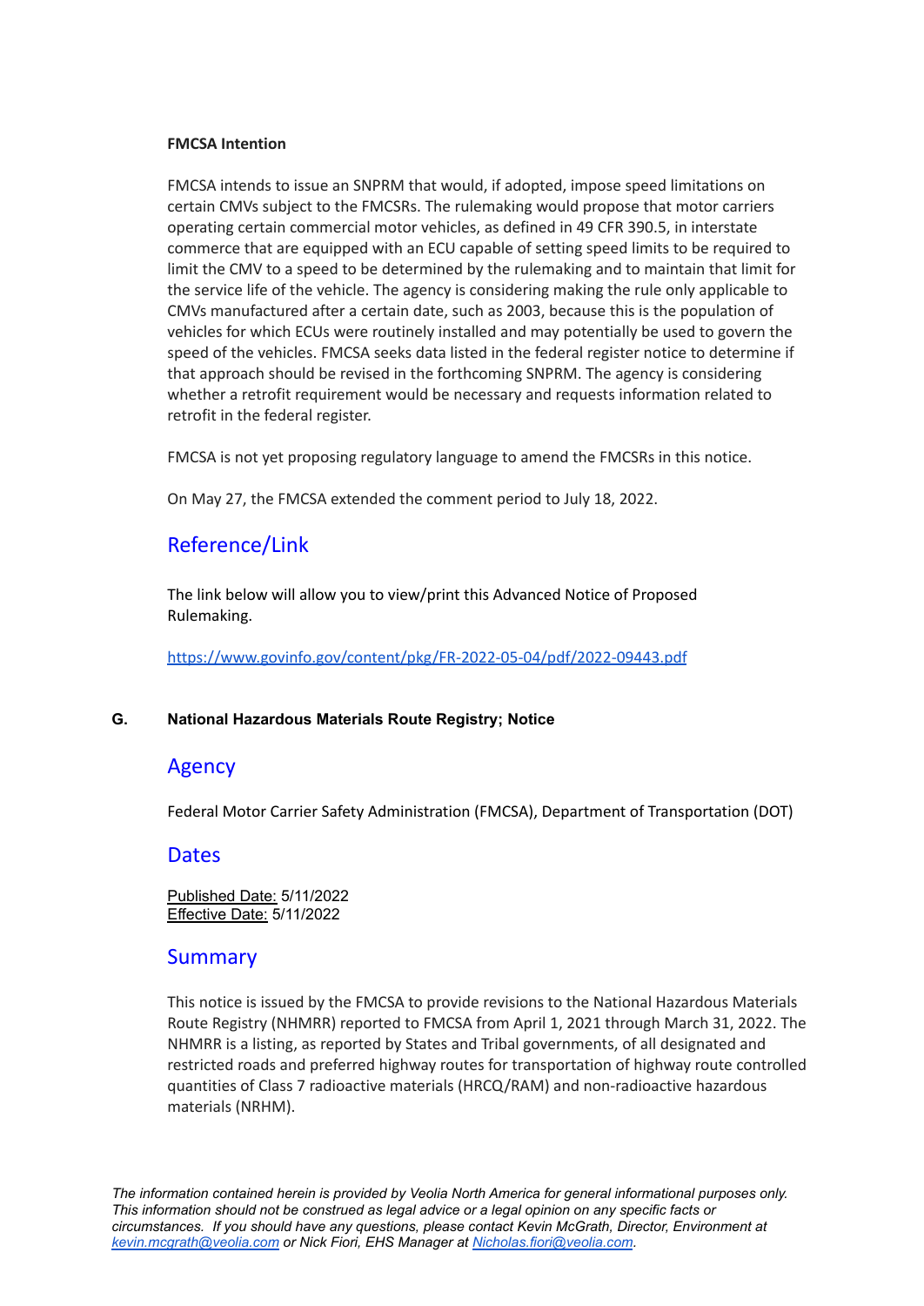**FMCSA Intention**

FMCSA intends to issue an SNPRM that would, if adopted, impose speed limitations on certain CMVs subject to the FMCSRs. The rulemaking would propose that motor carriers operating certain commercial motor vehicles, as defined in 49 CFR 390.5, in interstate commerce that are equipped with an ECU capable of setting speed limits to be required to limit the CMV to a speed to be determined by the rulemaking and to maintain that limit for the service life of the vehicle. The agency is considering making the rule only applicable to CMVs manufactured after a certain date, such as 2003, because this is the population of vehicles for which ECUs were routinely installed and may potentially be used to govern the speed of the vehicles. FMCSA seeks data listed in the federal register notice to determine if that approach should be revised in the forthcoming SNPRM. The agency is considering whether a retrofit requirement would be necessary and requests information related to retrofit in the federal register.

FMCSA is not yet proposing regulatory language to amend the FMCSRs in this notice.

On May 27, the FMCSA extended the comment period to July 18, 2022.

## Reference/Link

The link below will allow you to view/print this Advanced Notice of Proposed Rulemaking.

https://www.govinfo.gov/content/pkg/FR-2022-05-04/pdf/2022-09443.pdf

### G. National Hazardous Materials Route Registry; Notice

## Agency

Federal Motor Carrier Safety Administration (FMCSA), Department of Transportation (DOT)

## Dates

Published Date: 5/11/2022
Effective Date: 5/11/2022

## Summary

This notice is issued by the FMCSA to provide revisions to the National Hazardous Materials Route Registry (NHMRR) reported to FMCSA from April 1, 2021 through March 31, 2022. The NHMRR is a listing, as reported by States and Tribal governments, of all designated and restricted roads and preferred highway routes for transportation of highway route controlled quantities of Class 7 radioactive materials (HRCQ/RAM) and non-radioactive hazardous materials (NRHM).

*The information contained herein is provided by Veolia North America for general informational purposes only. This information should not be construed as legal advice or a legal opinion on any specific facts or circumstances. If you should have any questions, please contact Kevin McGrath, Director, Environment at kevin.mcgrath@veolia.com or Nick Fiori, EHS Manager at Nicholas.fiori@veolia.com.*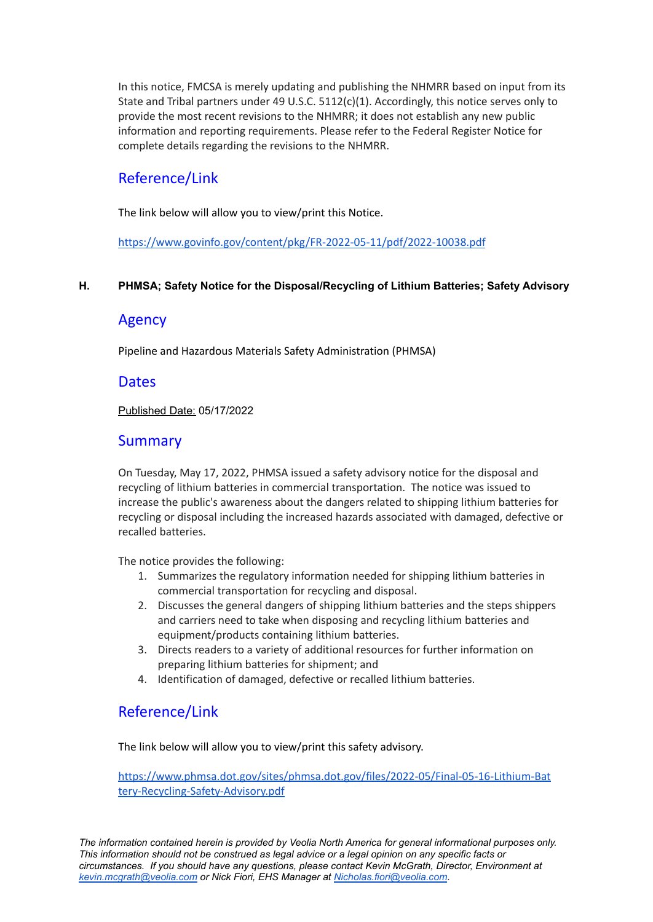In this notice, FMCSA is merely updating and publishing the NHMRR based on input from its State and Tribal partners under 49 U.S.C. 5112(c)(1). Accordingly, this notice serves only to provide the most recent revisions to the NHMRR; it does not establish any new public information and reporting requirements. Please refer to the Federal Register Notice for complete details regarding the revisions to the NHMRR.

## Reference/Link

The link below will allow you to view/print this Notice.

https://www.govinfo.gov/content/pkg/FR-2022-05-11/pdf/2022-10038.pdf

### H. PHMSA; Safety Notice for the Disposal/Recycling of Lithium Batteries; Safety Advisory

## Agency

Pipeline and Hazardous Materials Safety Administration (PHMSA)

## Dates

Published Date: 05/17/2022

## Summary

On Tuesday, May 17, 2022, PHMSA issued a safety advisory notice for the disposal and recycling of lithium batteries in commercial transportation. The notice was issued to increase the public's awareness about the dangers related to shipping lithium batteries for recycling or disposal including the increased hazards associated with damaged, defective or recalled batteries.

The notice provides the following:

1. Summarizes the regulatory information needed for shipping lithium batteries in commercial transportation for recycling and disposal.
2. Discusses the general dangers of shipping lithium batteries and the steps shippers and carriers need to take when disposing and recycling lithium batteries and equipment/products containing lithium batteries.
3. Directs readers to a variety of additional resources for further information on preparing lithium batteries for shipment; and
4. Identification of damaged, defective or recalled lithium batteries.

## Reference/Link

The link below will allow you to view/print this safety advisory.

https://www.phmsa.dot.gov/sites/phmsa.dot.gov/files/2022-05/Final-05-16-Lithium-Battery-Recycling-Safety-Advisory.pdf

*The information contained herein is provided by Veolia North America for general informational purposes only. This information should not be construed as legal advice or a legal opinion on any specific facts or circumstances. If you should have any questions, please contact Kevin McGrath, Director, Environment at kevin.mcgrath@veolia.com or Nick Fiori, EHS Manager at Nicholas.fiori@veolia.com.*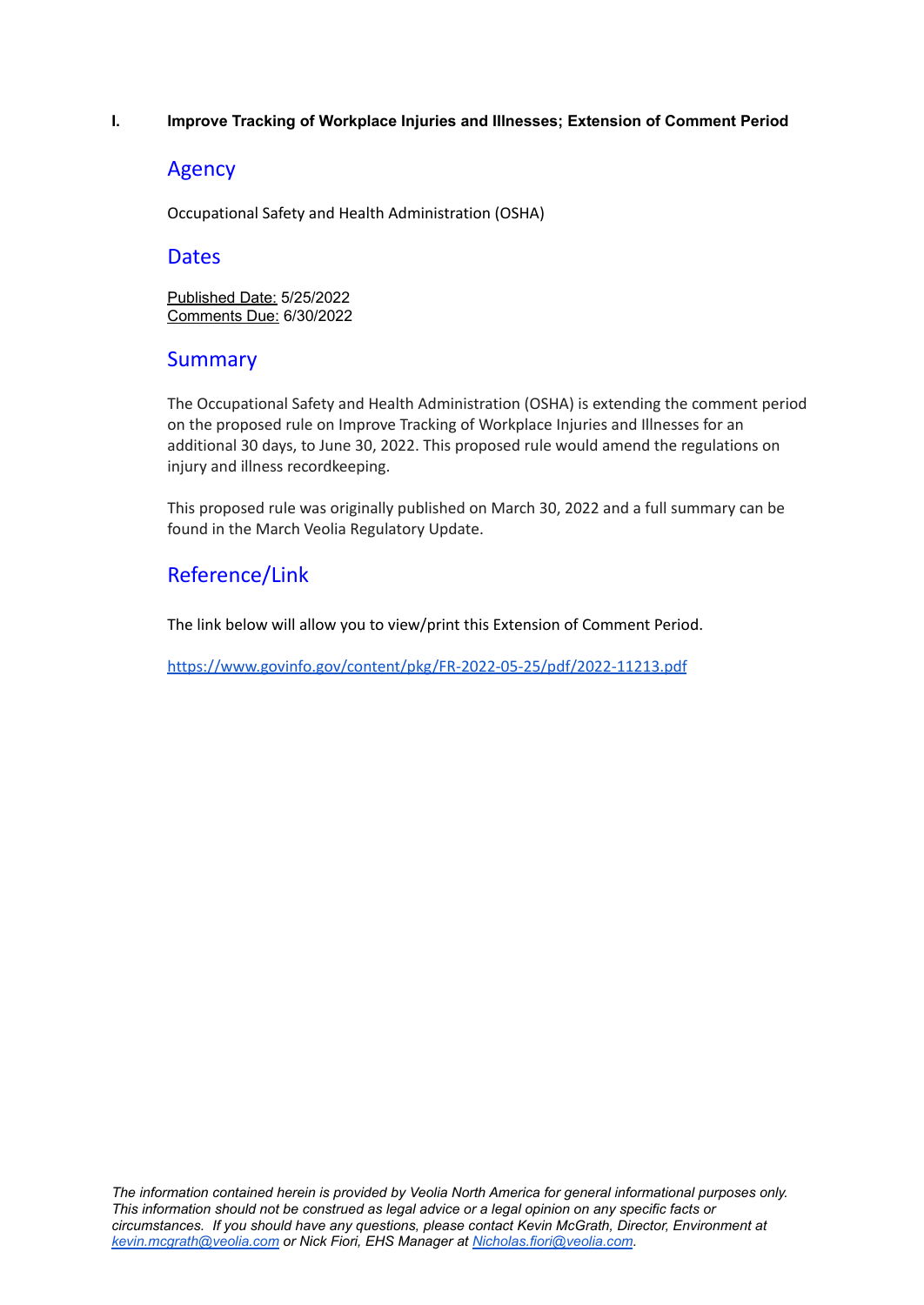## I. Improve Tracking of Workplace Injuries and Illnesses; Extension of Comment Period

### Agency

Occupational Safety and Health Administration (OSHA)

### Dates

Published Date: 5/25/2022
Comments Due: 6/30/2022

### Summary

The Occupational Safety and Health Administration (OSHA) is extending the comment period on the proposed rule on Improve Tracking of Workplace Injuries and Illnesses for an additional 30 days, to June 30, 2022. This proposed rule would amend the regulations on injury and illness recordkeeping.

This proposed rule was originally published on March 30, 2022 and a full summary can be found in the March Veolia Regulatory Update.

### Reference/Link

The link below will allow you to view/print this Extension of Comment Period.

https://www.govinfo.gov/content/pkg/FR-2022-05-25/pdf/2022-11213.pdf

*The information contained herein is provided by Veolia North America for general informational purposes only. This information should not be construed as legal advice or a legal opinion on any specific facts or circumstances. If you should have any questions, please contact Kevin McGrath, Director, Environment at kevin.mcgrath@veolia.com or Nick Fiori, EHS Manager at Nicholas.fiori@veolia.com.*